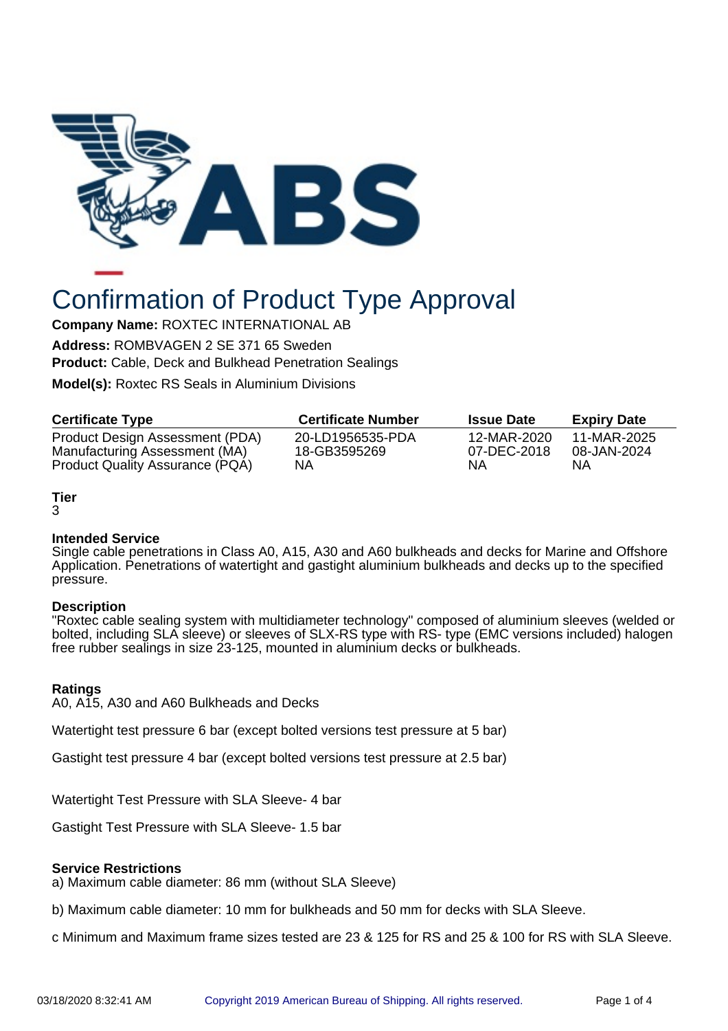# Confirmation of Product Type Approval

**Company Name:** ROXTEC INTERNATIONAL AB

**Address:** ROMBVAGEN 2 SE 371 65 Sweden

**Product:** Cable, Deck and Bulkhead Penetration Sealings

**Model(s):** Roxtec RS Seals in Aluminium Divisions

| Certificate Type | Certificate Number | Issue Date | Expiry Date |
|---|---|---|---|
| Product Design Assessment (PDA) | 20-LD1956535-PDA | 12-MAR-2020 | 11-MAR-2025 |
| Manufacturing Assessment (MA) | 18-GB3595269 | 07-DEC-2018 | 08-JAN-2024 |
| Product Quality Assurance (PQA) | NA | NA | NA |

**Tier**

3

**Intended Service**

Single cable penetrations in Class A0, A15, A30 and A60 bulkheads and decks for Marine and Offshore Application. Penetrations of watertight and gastight aluminium bulkheads and decks up to the specified pressure.

**Description**

"Roxtec cable sealing system with multidiameter technology" composed of aluminium sleeves (welded or bolted, including SLA sleeve) or sleeves of SLX-RS type with RS- type (EMC versions included) halogen free rubber sealings in size 23-125, mounted in aluminium decks or bulkheads.

**Ratings**

A0, A15, A30 and A60 Bulkheads and Decks

Watertight test pressure 6 bar (except bolted versions test pressure at 5 bar)

Gastight test pressure 4 bar (except bolted versions test pressure at 2.5 bar)

Watertight Test Pressure with SLA Sleeve- 4 bar

Gastight Test Pressure with SLA Sleeve- 1.5 bar

**Service Restrictions**

a) Maximum cable diameter: 86 mm (without SLA Sleeve)

b) Maximum cable diameter: 10 mm for bulkheads and 50 mm for decks with SLA Sleeve.

c Minimum and Maximum frame sizes tested are 23 & 125 for RS and 25 & 100 for RS with SLA Sleeve.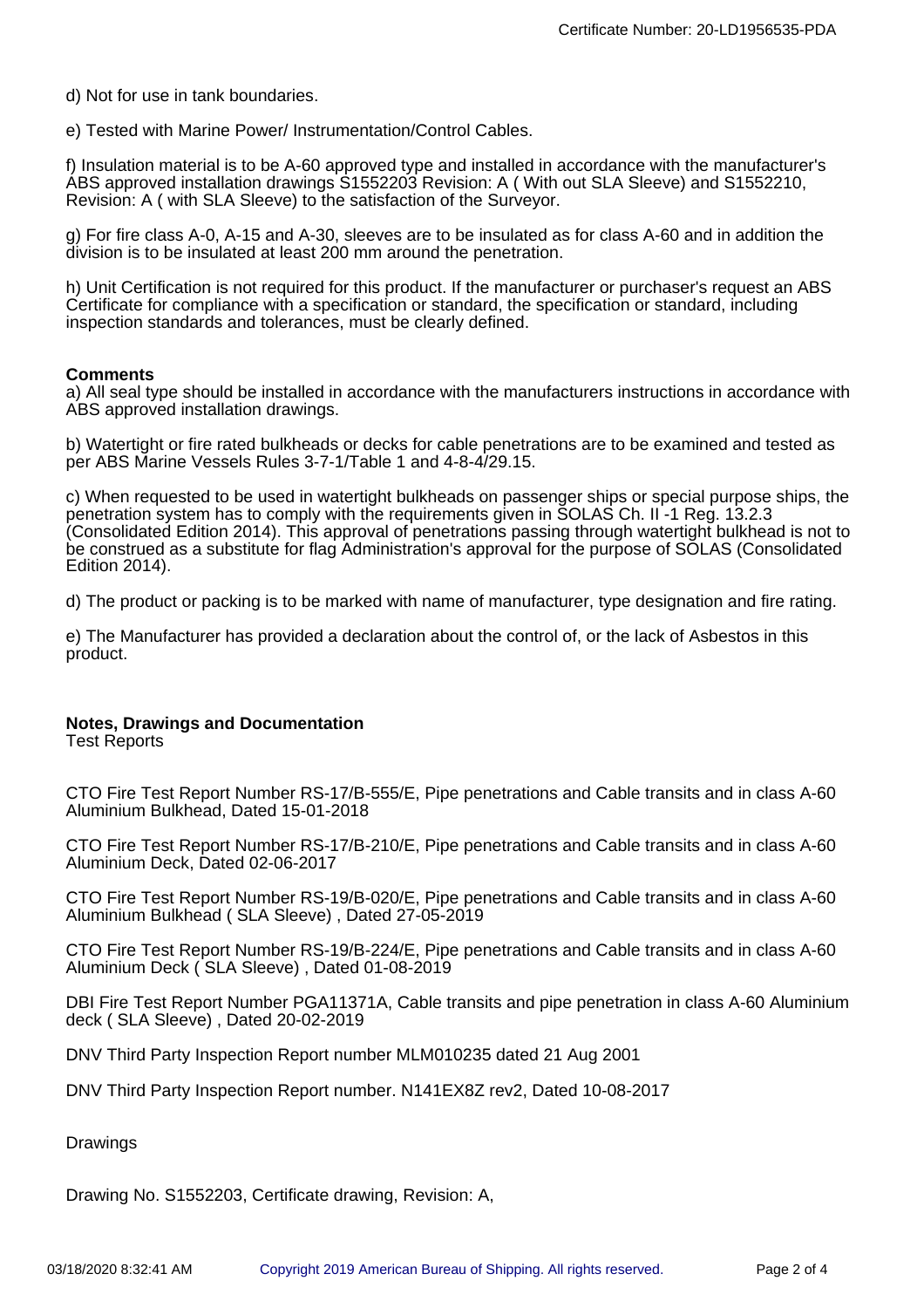d) Not for use in tank boundaries.

e) Tested with Marine Power/ Instrumentation/Control Cables.

f) Insulation material is to be A-60 approved type and installed in accordance with the manufacturer's ABS approved installation drawings S1552203 Revision: A ( With out SLA Sleeve) and S1552210, Revision: A ( with SLA Sleeve) to the satisfaction of the Surveyor.

g) For fire class A-0, A-15 and A-30, sleeves are to be insulated as for class A-60 and in addition the division is to be insulated at least 200 mm around the penetration.

h) Unit Certification is not required for this product. If the manufacturer or purchaser's request an ABS Certificate for compliance with a specification or standard, the specification or standard, including inspection standards and tolerances, must be clearly defined.

**Comments**

a) All seal type should be installed in accordance with the manufacturers instructions in accordance with ABS approved installation drawings.

b) Watertight or fire rated bulkheads or decks for cable penetrations are to be examined and tested as per ABS Marine Vessels Rules 3-7-1/Table 1 and 4-8-4/29.15.

c) When requested to be used in watertight bulkheads on passenger ships or special purpose ships, the penetration system has to comply with the requirements given in SOLAS Ch. II -1 Reg. 13.2.3 (Consolidated Edition 2014). This approval of penetrations passing through watertight bulkhead is not to be construed as a substitute for flag Administration's approval for the purpose of SOLAS (Consolidated Edition 2014).

d) The product or packing is to be marked with name of manufacturer, type designation and fire rating.

e) The Manufacturer has provided a declaration about the control of, or the lack of Asbestos in this product.

**Notes, Drawings and Documentation**

Test Reports

CTO Fire Test Report Number RS-17/B-555/E, Pipe penetrations and Cable transits and in class A-60 Aluminium Bulkhead, Dated 15-01-2018

CTO Fire Test Report Number RS-17/B-210/E, Pipe penetrations and Cable transits and in class A-60 Aluminium Deck, Dated 02-06-2017

CTO Fire Test Report Number RS-19/B-020/E, Pipe penetrations and Cable transits and in class A-60 Aluminium Bulkhead ( SLA Sleeve) , Dated 27-05-2019

CTO Fire Test Report Number RS-19/B-224/E, Pipe penetrations and Cable transits and in class A-60 Aluminium Deck ( SLA Sleeve) , Dated 01-08-2019

DBI Fire Test Report Number PGA11371A, Cable transits and pipe penetration in class A-60 Aluminium deck ( SLA Sleeve) , Dated 20-02-2019

DNV Third Party Inspection Report number MLM010235 dated 21 Aug 2001

DNV Third Party Inspection Report number. N141EX8Z rev2, Dated 10-08-2017

Drawings

Drawing No. S1552203, Certificate drawing, Revision: A,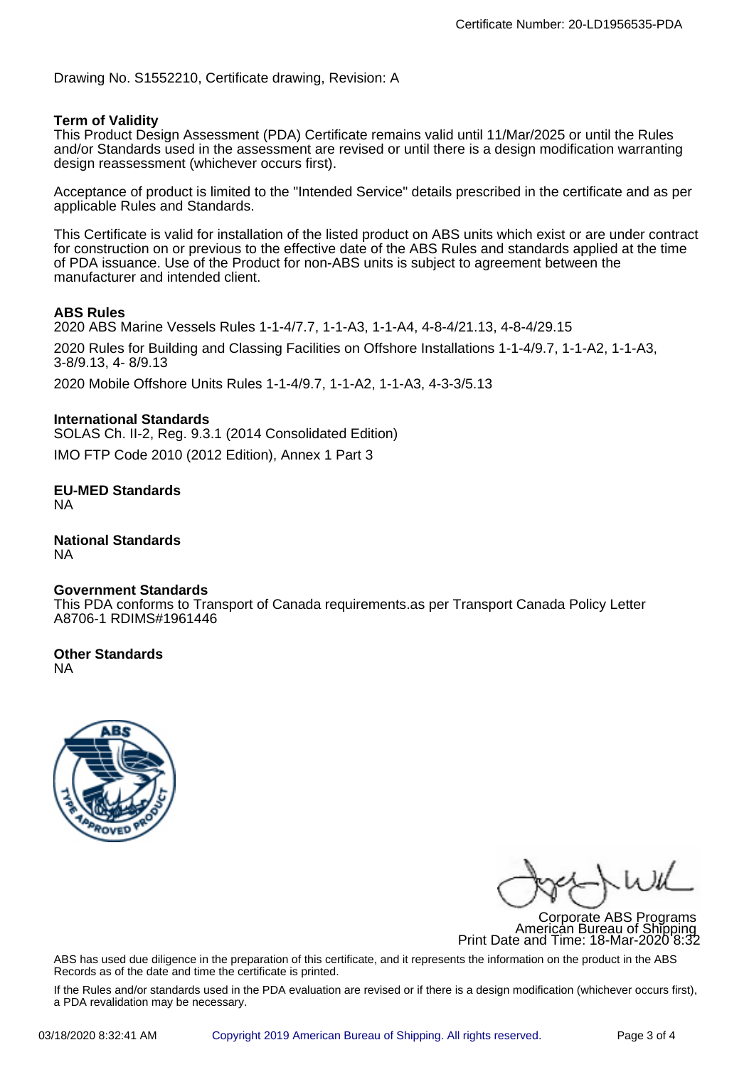Certificate Number: 20-LD1956535-PDA

Drawing No. S1552210, Certificate drawing, Revision: A

**Term of Validity**

This Product Design Assessment (PDA) Certificate remains valid until 11/Mar/2025 or until the Rules and/or Standards used in the assessment are revised or until there is a design modification warranting design reassessment (whichever occurs first).

Acceptance of product is limited to the "Intended Service" details prescribed in the certificate and as per applicable Rules and Standards.

This Certificate is valid for installation of the listed product on ABS units which exist or are under contract for construction on or previous to the effective date of the ABS Rules and standards applied at the time of PDA issuance. Use of the Product for non-ABS units is subject to agreement between the manufacturer and intended client.

**ABS Rules**

2020 ABS Marine Vessels Rules 1-1-4/7.7, 1-1-A3, 1-1-A4, 4-8-4/21.13, 4-8-4/29.15

2020 Rules for Building and Classing Facilities on Offshore Installations 1-1-4/9.7, 1-1-A2, 1-1-A3, 3-8/9.13, 4- 8/9.13

2020 Mobile Offshore Units Rules 1-1-4/9.7, 1-1-A2, 1-1-A3, 4-3-3/5.13

**International Standards**

SOLAS Ch. II-2, Reg. 9.3.1 (2014 Consolidated Edition)

IMO FTP Code 2010 (2012 Edition), Annex 1 Part 3

**EU-MED Standards**

NA

**National Standards**

NA

**Government Standards**

This PDA conforms to Transport of Canada requirements.as per Transport Canada Policy Letter A8706-1 RDIMS#1961446

**Other Standards**

NA

Corporate ABS Programs
American Bureau of Shipping
Print Date and Time: 18-Mar-2020 8:32

ABS has used due diligence in the preparation of this certificate, and it represents the information on the product in the ABS Records as of the date and time the certificate is printed.

If the Rules and/or standards used in the PDA evaluation are revised or if there is a design modification (whichever occurs first), a PDA revalidation may be necessary.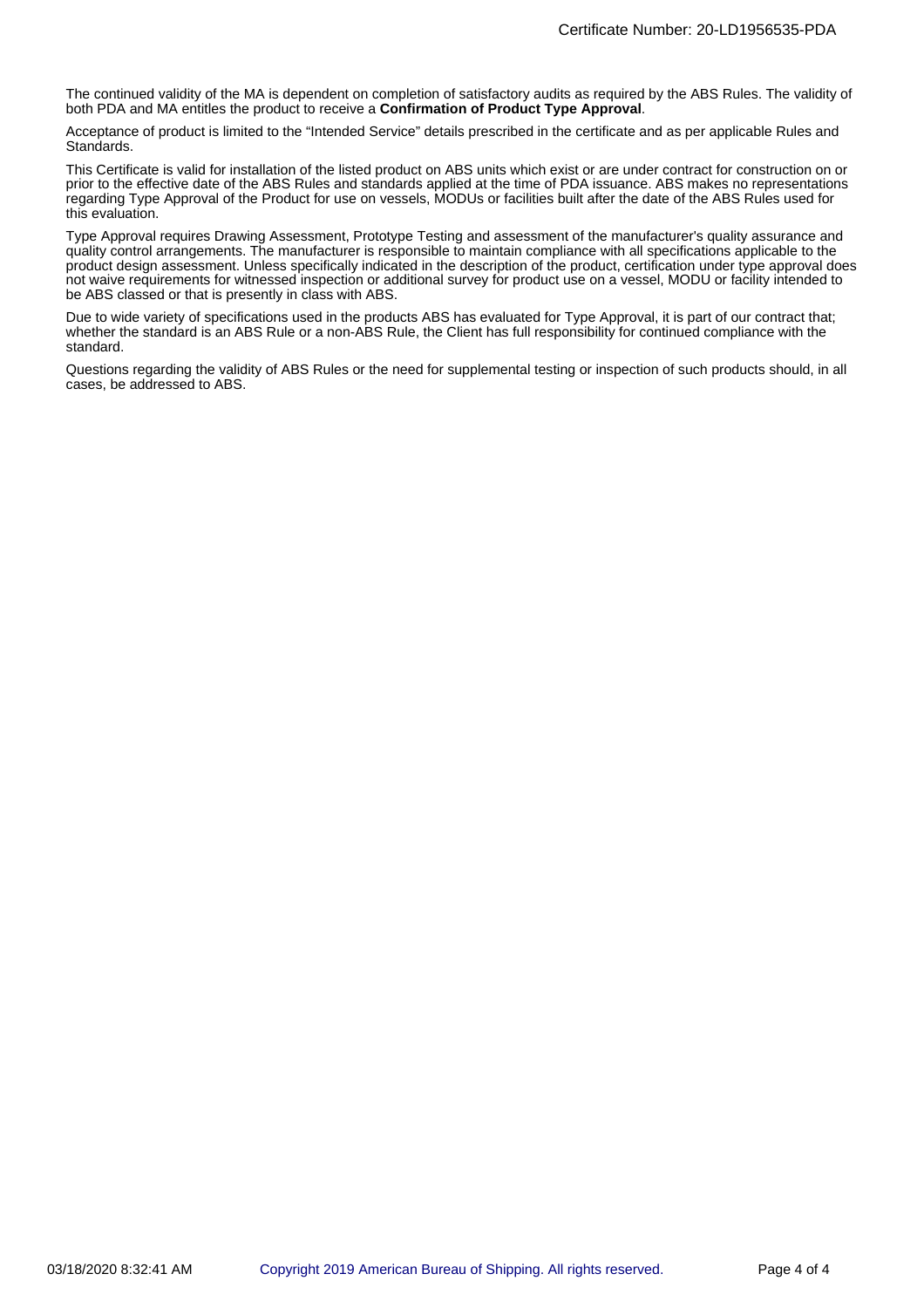The continued validity of the MA is dependent on completion of satisfactory audits as required by the ABS Rules. The validity of both PDA and MA entitles the product to receive a **Confirmation of Product Type Approval**.

Acceptance of product is limited to the “Intended Service” details prescribed in the certificate and as per applicable Rules and Standards.

This Certificate is valid for installation of the listed product on ABS units which exist or are under contract for construction on or prior to the effective date of the ABS Rules and standards applied at the time of PDA issuance. ABS makes no representations regarding Type Approval of the Product for use on vessels, MODUs or facilities built after the date of the ABS Rules used for this evaluation.

Type Approval requires Drawing Assessment, Prototype Testing and assessment of the manufacturer's quality assurance and quality control arrangements. The manufacturer is responsible to maintain compliance with all specifications applicable to the product design assessment. Unless specifically indicated in the description of the product, certification under type approval does not waive requirements for witnessed inspection or additional survey for product use on a vessel, MODU or facility intended to be ABS classed or that is presently in class with ABS.

Due to wide variety of specifications used in the products ABS has evaluated for Type Approval, it is part of our contract that; whether the standard is an ABS Rule or a non-ABS Rule, the Client has full responsibility for continued compliance with the standard.

Questions regarding the validity of ABS Rules or the need for supplemental testing or inspection of such products should, in all cases, be addressed to ABS.